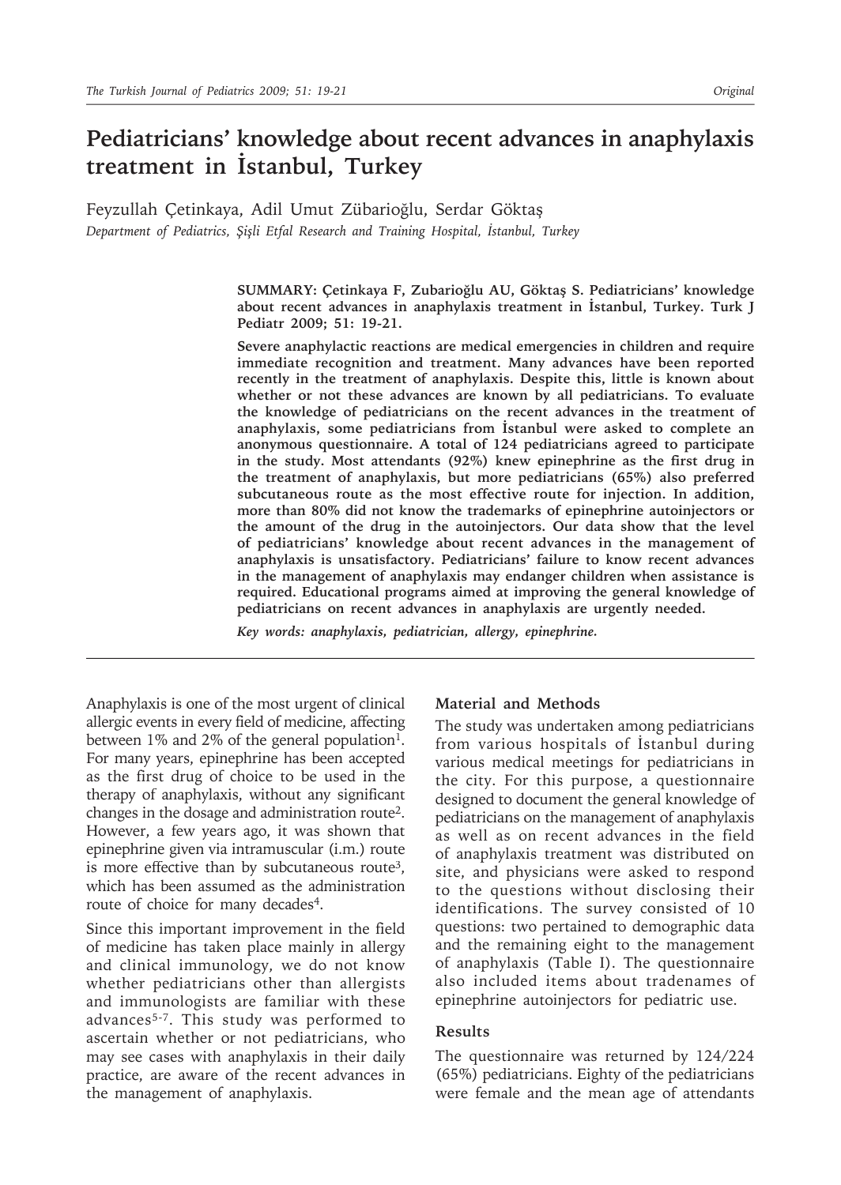# Pediatricians' knowledge about recent advances in anaphylaxis treatment in İstanbul, Turkey

Feyzullah Çetinkaya, Adil Umut Zübarioğlu, Serdar Göktaş

*Department of Pediatrics, Şişli Etfal Research and Training Hospital, İstanbul, Turkey*

**SUMMARY: Çetinkaya F, Zubarioğlu AU, Göktaş S. Pediatricians' knowledge about recent advances in anaphylaxis treatment in İstanbul, Turkey. Turk J Pediatr 2009; 51: 19-21.**

**Severe anaphylactic reactions are medical emergencies in children and require immediate recognition and treatment. Many advances have been reported recently in the treatment of anaphylaxis. Despite this, little is known about whether or not these advances are known by all pediatricians. To evaluate the knowledge of pediatricians on the recent advances in the treatment of anaphylaxis, some pediatricians from İstanbul were asked to complete an anonymous questionnaire. A total of 124 pediatricians agreed to participate in the study. Most attendants (92%) knew epinephrine as the first drug in the treatment of anaphylaxis, but more pediatricians (65%) also preferred subcutaneous route as the most effective route for injection. In addition, more than 80% did not know the trademarks of epinephrine autoinjectors or the amount of the drug in the autoinjectors. Our data show that the level of pediatricians' knowledge about recent advances in the management of anaphylaxis is unsatisfactory. Pediatricians' failure to know recent advances in the management of anaphylaxis may endanger children when assistance is required. Educational programs aimed at improving the general knowledge of pediatricians on recent advances in anaphylaxis are urgently needed.**

*Key words: anaphylaxis, pediatrician, allergy, epinephrine.*

Anaphylaxis is one of the most urgent of clinical allergic events in every field of medicine, affecting between 1% and 2% of the general population[1]. For many years, epinephrine has been accepted as the first drug of choice to be used in the therapy of anaphylaxis, without any significant changes in the dosage and administration route[2]. However, a few years ago, it was shown that epinephrine given via intramuscular (i.m.) route is more effective than by subcutaneous route[3], which has been assumed as the administration route of choice for many decades[4].

Since this important improvement in the field of medicine has taken place mainly in allergy and clinical immunology, we do not know whether pediatricians other than allergists and immunologists are familiar with these advances[5-7]. This study was performed to ascertain whether or not pediatricians, who may see cases with anaphylaxis in their daily practice, are aware of the recent advances in the management of anaphylaxis.

## Material and Methods

The study was undertaken among pediatricians from various hospitals of İstanbul during various medical meetings for pediatricians in the city. For this purpose, a questionnaire designed to document the general knowledge of pediatricians on the management of anaphylaxis as well as on recent advances in the field of anaphylaxis treatment was distributed on site, and physicians were asked to respond to the questions without disclosing their identifications. The survey consisted of 10 questions: two pertained to demographic data and the remaining eight to the management of anaphylaxis (Table I). The questionnaire also included items about tradenames of epinephrine autoinjectors for pediatric use.

## Results

The questionnaire was returned by 124/224 (65%) pediatricians. Eighty of the pediatricians were female and the mean age of attendants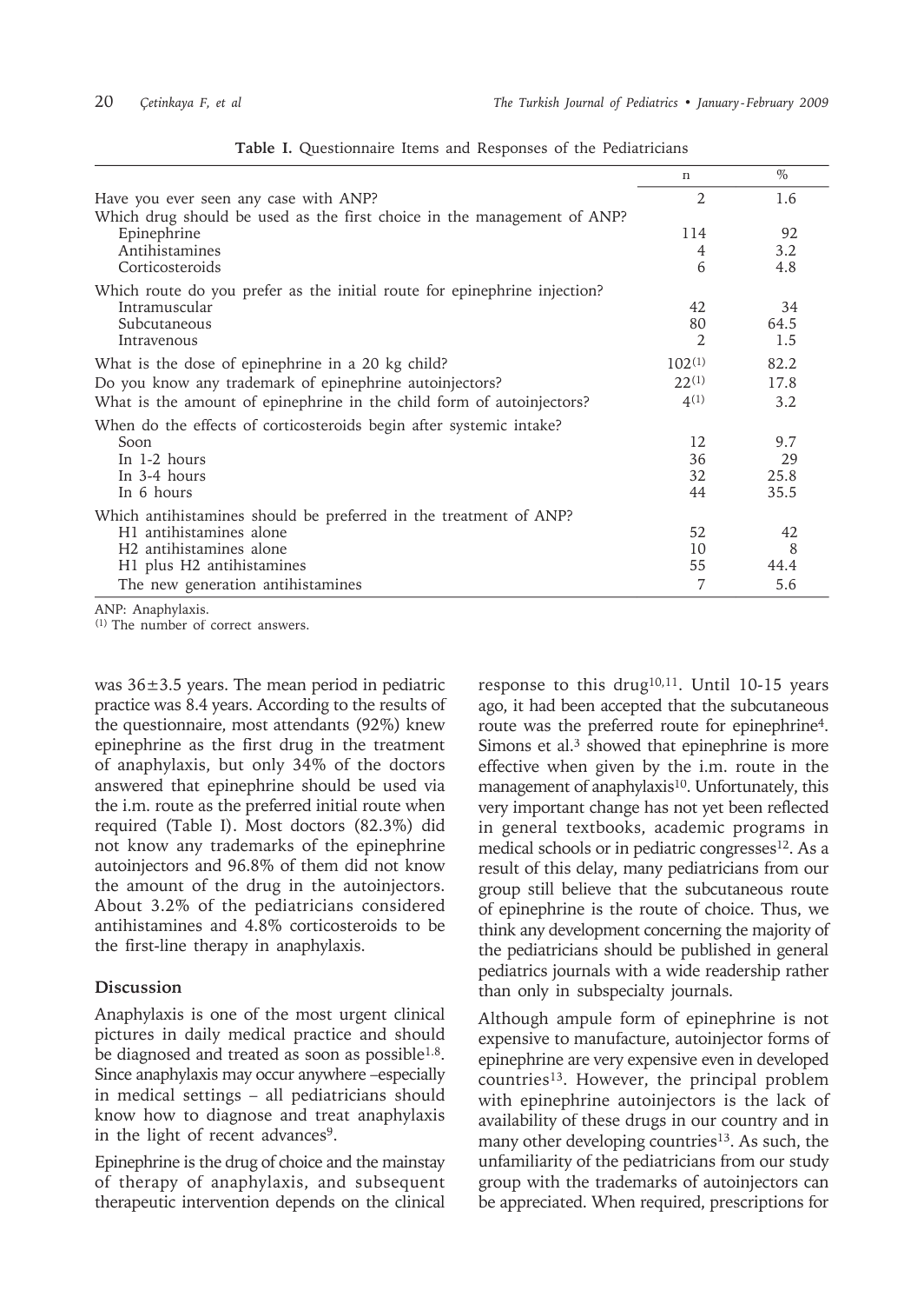**Table I.** Questionnaire Items and Responses of the Pediatricians

| | n | % |
|---|---|---|
| Have you ever seen any case with ANP? | 2 | 1.6 |
| Which drug should be used as the first choice in the management of ANP? | | |
| Epinephrine | 114 | 92 |
| Antihistamines | 4 | 3.2 |
| Corticosteroids | 6 | 4.8 |
| Which route do you prefer as the initial route for epinephrine injection? | | |
| Intramuscular | 42 | 34 |
| Subcutaneous | 80 | 64.5 |
| Intravenous | 2 | 1.5 |
| What is the dose of epinephrine in a 20 kg child? | 102(1) | 82.2 |
| Do you know any trademark of epinephrine autoinjectors? | 22(1) | 17.8 |
| What is the amount of epinephrine in the child form of autoinjectors? | 4(1) | 3.2 |
| When do the effects of corticosteroids begin after systemic intake? | | |
| Soon | 12 | 9.7 |
| In 1-2 hours | 36 | 29 |
| In 3-4 hours | 32 | 25.8 |
| In 6 hours | 44 | 35.5 |
| Which antihistamines should be preferred in the treatment of ANP? | | |
| H1 antihistamines alone | 52 | 42 |
| H2 antihistamines alone | 10 | 8 |
| H1 plus H2 antihistamines | 55 | 44.4 |
| The new generation antihistamines | 7 | 5.6 |

ANP: Anaphylaxis.
(1) The number of correct answers.

was 36±3.5 years. The mean period in pediatric practice was 8.4 years. According to the results of the questionnaire, most attendants (92%) knew epinephrine as the first drug in the treatment of anaphylaxis, but only 34% of the doctors answered that epinephrine should be used via the i.m. route as the preferred initial route when required (Table I). Most doctors (82.3%) did not know any trademarks of the epinephrine autoinjectors and 96.8% of them did not know the amount of the drug in the autoinjectors. About 3.2% of the pediatricians considered antihistamines and 4.8% corticosteroids to be the first-line therapy in anaphylaxis.

## Discussion

Anaphylaxis is one of the most urgent clinical pictures in daily medical practice and should be diagnosed and treated as soon as possible[1,8]. Since anaphylaxis may occur anywhere –especially in medical settings – all pediatricians should know how to diagnose and treat anaphylaxis in the light of recent advances[9].

Epinephrine is the drug of choice and the mainstay of therapy of anaphylaxis, and subsequent therapeutic intervention depends on the clinical response to this drug[10,11]. Until 10-15 years ago, it had been accepted that the subcutaneous route was the preferred route for epinephrine[4]. Simons et al.[3] showed that epinephrine is more effective when given by the i.m. route in the management of anaphylaxis[10]. Unfortunately, this very important change has not yet been reflected in general textbooks, academic programs in medical schools or in pediatric congresses[12]. As a result of this delay, many pediatricians from our group still believe that the subcutaneous route of epinephrine is the route of choice. Thus, we think any development concerning the majority of the pediatricians should be published in general pediatrics journals with a wide readership rather than only in subspecialty journals.

Although ampule form of epinephrine is not expensive to manufacture, autoinjector forms of epinephrine are very expensive even in developed countries[13]. However, the principal problem with epinephrine autoinjectors is the lack of availability of these drugs in our country and in many other developing countries[13]. As such, the unfamiliarity of the pediatricians from our study group with the trademarks of autoinjectors can be appreciated. When required, prescriptions for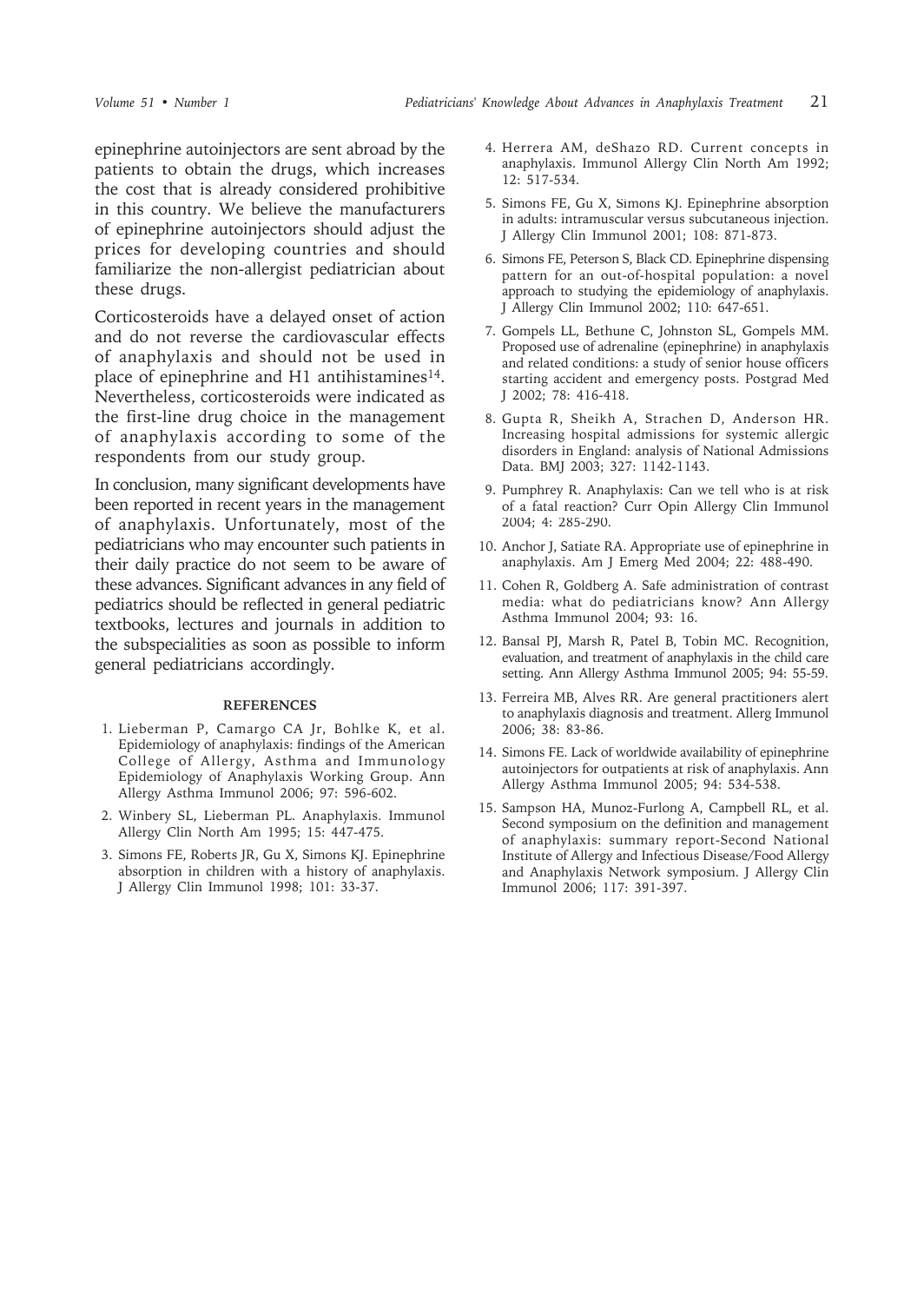epinephrine autoinjectors are sent abroad by the patients to obtain the drugs, which increases the cost that is already considered prohibitive in this country. We believe the manufacturers of epinephrine autoinjectors should adjust the prices for developing countries and should familiarize the non-allergist pediatrician about these drugs.

Corticosteroids have a delayed onset of action and do not reverse the cardiovascular effects of anaphylaxis and should not be used in place of epinephrine and H1 antihistamines[14]. Nevertheless, corticosteroids were indicated as the first-line drug choice in the management of anaphylaxis according to some of the respondents from our study group.

In conclusion, many significant developments have been reported in recent years in the management of anaphylaxis. Unfortunately, most of the pediatricians who may encounter such patients in their daily practice do not seem to be aware of these advances. Significant advances in any field of pediatrics should be reflected in general pediatric textbooks, lectures and journals in addition to the subspecialities as soon as possible to inform general pediatricians accordingly.

## REFERENCES

1. Lieberman P, Camargo CA Jr, Bohlke K, et al. Epidemiology of anaphylaxis: findings of the American College of Allergy, Asthma and Immunology Epidemiology of Anaphylaxis Working Group. Ann Allergy Asthma Immunol 2006; 97: 596-602.
2. Winbery SL, Lieberman PL. Anaphylaxis. Immunol Allergy Clin North Am 1995; 15: 447-475.
3. Simons FE, Roberts JR, Gu X, Simons KJ. Epinephrine absorption in children with a history of anaphylaxis. J Allergy Clin Immunol 1998; 101: 33-37.
4. Herrera AM, deShazo RD. Current concepts in anaphylaxis. Immunol Allergy Clin North Am 1992; 12: 517-534.
5. Simons FE, Gu X, Simons KJ. Epinephrine absorption in adults: intramuscular versus subcutaneous injection. J Allergy Clin Immunol 2001; 108: 871-873.
6. Simons FE, Peterson S, Black CD. Epinephrine dispensing pattern for an out-of-hospital population: a novel approach to studying the epidemiology of anaphylaxis. J Allergy Clin Immunol 2002; 110: 647-651.
7. Gompels LL, Bethune C, Johnston SL, Gompels MM. Proposed use of adrenaline (epinephrine) in anaphylaxis and related conditions: a study of senior house officers starting accident and emergency posts. Postgrad Med J 2002; 78: 416-418.
8. Gupta R, Sheikh A, Strachen D, Anderson HR. Increasing hospital admissions for systemic allergic disorders in England: analysis of National Admissions Data. BMJ 2003; 327: 1142-1143.
9. Pumphrey R. Anaphylaxis: Can we tell who is at risk of a fatal reaction? Curr Opin Allergy Clin Immunol 2004; 4: 285-290.
10. Anchor J, Satiate RA. Appropriate use of epinephrine in anaphylaxis. Am J Emerg Med 2004; 22: 488-490.
11. Cohen R, Goldberg A. Safe administration of contrast media: what do pediatricians know? Ann Allergy Asthma Immunol 2004; 93: 16.
12. Bansal PJ, Marsh R, Patel B, Tobin MC. Recognition, evaluation, and treatment of anaphylaxis in the child care setting. Ann Allergy Asthma Immunol 2005; 94: 55-59.
13. Ferreira MB, Alves RR. Are general practitioners alert to anaphylaxis diagnosis and treatment. Allerg Immunol 2006; 38: 83-86.
14. Simons FE. Lack of worldwide availability of epinephrine autoinjectors for outpatients at risk of anaphylaxis. Ann Allergy Asthma Immunol 2005; 94: 534-538.
15. Sampson HA, Munoz-Furlong A, Campbell RL, et al. Second symposium on the definition and management of anaphylaxis: summary report-Second National Institute of Allergy and Infectious Disease/Food Allergy and Anaphylaxis Network symposium. J Allergy Clin Immunol 2006; 117: 391-397.